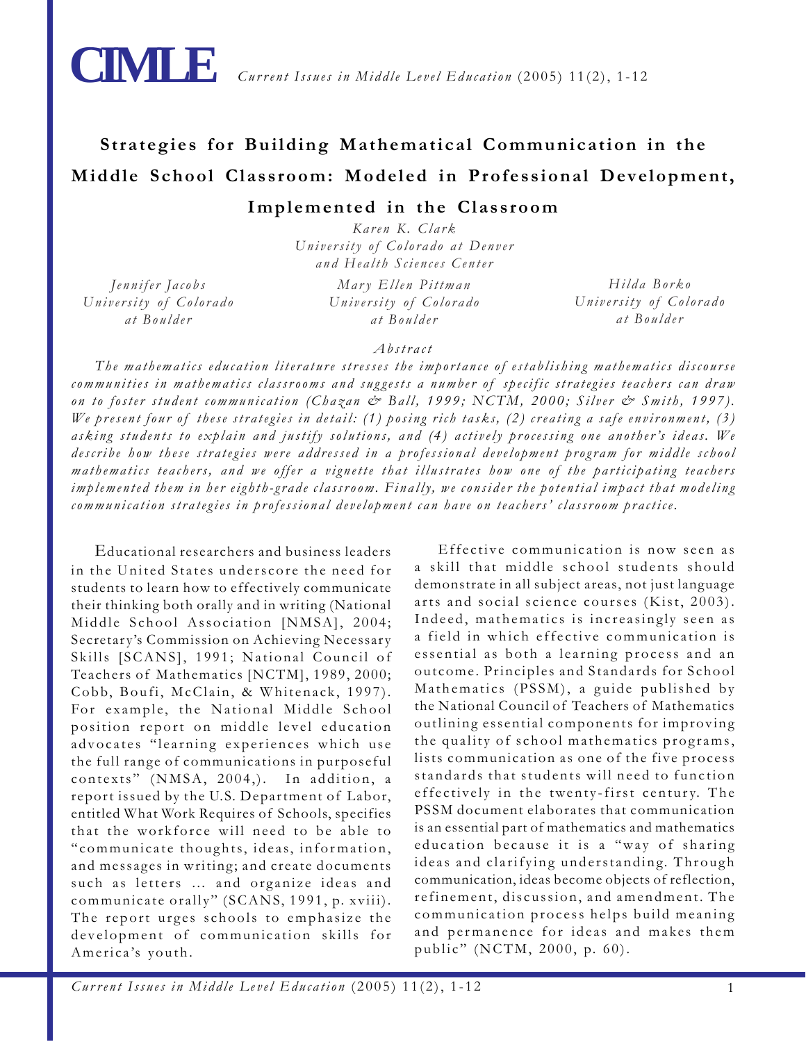# Strategies for Building Mathematical Communication in the Middle School Classroom: Modeled in Professional Development, Implemented in the Classroom

*Karen K. Clark*
*University of Colorado at Denver and Health Sciences Center*

*Jennifer Jacobs*
*University of Colorado at Boulder*

*Mary Ellen Pittman*
*University of Colorado at Boulder*

*Hilda Borko*
*University of Colorado at Boulder*

*Abstract*

*The mathematics education literature stresses the importance of establishing mathematics discourse communities in mathematics classrooms and suggests a number of specific strategies teachers can draw on to foster student communication (Chazan & Ball, 1999; NCTM, 2000; Silver & Smith, 1997). We present four of these strategies in detail: (1) posing rich tasks, (2) creating a safe environment, (3) asking students to explain and justify solutions, and (4) actively processing one another's ideas. We describe how these strategies were addressed in a professional development program for middle school mathematics teachers, and we offer a vignette that illustrates how one of the participating teachers implemented them in her eighth-grade classroom. Finally, we consider the potential impact that modeling communication strategies in professional development can have on teachers' classroom practice.*

Educational researchers and business leaders in the United States underscore the need for students to learn how to effectively communicate their thinking both orally and in writing (National Middle School Association [NMSA], 2004; Secretary's Commission on Achieving Necessary Skills [SCANS], 1991; National Council of Teachers of Mathematics [NCTM], 1989, 2000; Cobb, Boufi, McClain, & Whitenack, 1997). For example, the National Middle School position report on middle level education advocates "learning experiences which use the full range of communications in purposeful contexts" (NMSA, 2004,). In addition, a report issued by the U.S. Department of Labor, entitled What Work Requires of Schools, specifies that the workforce will need to be able to "communicate thoughts, ideas, information, and messages in writing; and create documents such as letters ... and organize ideas and communicate orally" (SCANS, 1991, p. xviii). The report urges schools to emphasize the development of communication skills for America's youth.

Effective communication is now seen as a skill that middle school students should demonstrate in all subject areas, not just language arts and social science courses (Kist, 2003). Indeed, mathematics is increasingly seen as a field in which effective communication is essential as both a learning process and an outcome. Principles and Standards for School Mathematics (PSSM), a guide published by the National Council of Teachers of Mathematics outlining essential components for improving the quality of school mathematics programs, lists communication as one of the five process standards that students will need to function effectively in the twenty-first century. The PSSM document elaborates that communication is an essential part of mathematics and mathematics education because it is a "way of sharing ideas and clarifying understanding. Through communication, ideas become objects of reflection, refinement, discussion, and amendment. The communication process helps build meaning and permanence for ideas and makes them public" (NCTM, 2000, p. 60).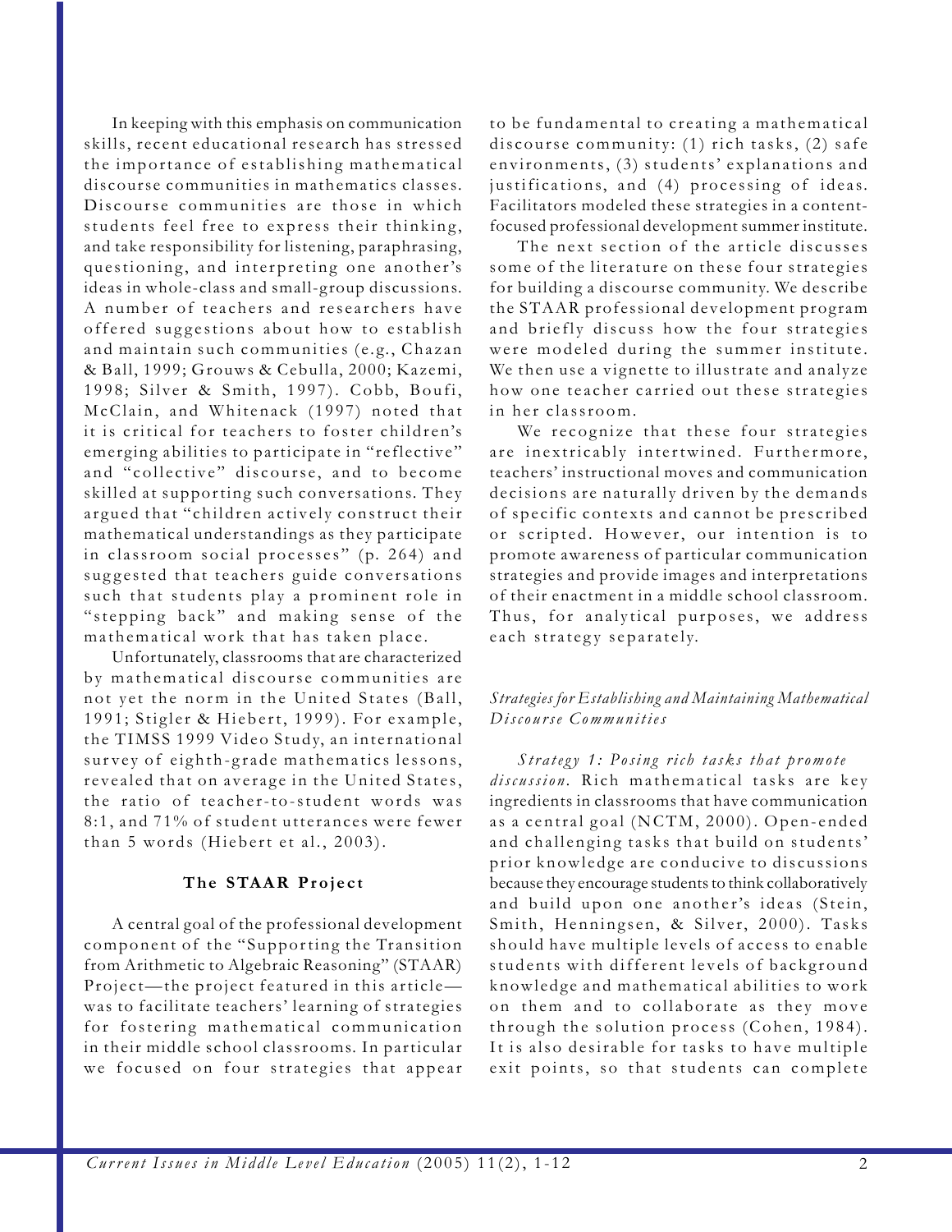In keeping with this emphasis on communication skills, recent educational research has stressed the importance of establishing mathematical discourse communities in mathematics classes. Discourse communities are those in which students feel free to express their thinking, and take responsibility for listening, paraphrasing, questioning, and interpreting one another's ideas in whole-class and small-group discussions. A number of teachers and researchers have offered suggestions about how to establish and maintain such communities (e.g., Chazan & Ball, 1999; Grouws & Cebulla, 2000; Kazemi, 1998; Silver & Smith, 1997). Cobb, Boufi, McClain, and Whitenack (1997) noted that it is critical for teachers to foster children's emerging abilities to participate in "reflective" and "collective" discourse, and to become skilled at supporting such conversations. They argued that "children actively construct their mathematical understandings as they participate in classroom social processes" (p. 264) and suggested that teachers guide conversations such that students play a prominent role in "stepping back" and making sense of the mathematical work that has taken place.

Unfortunately, classrooms that are characterized by mathematical discourse communities are not yet the norm in the United States (Ball, 1991; Stigler & Hiebert, 1999). For example, the TIMSS 1999 Video Study, an international survey of eighth-grade mathematics lessons, revealed that on average in the United States, the ratio of teacher-to-student words was 8:1, and 71% of student utterances were fewer than 5 words (Hiebert et al., 2003).

## The STAAR Project

A central goal of the professional development component of the "Supporting the Transition from Arithmetic to Algebraic Reasoning" (STAAR) Project—the project featured in this article—was to facilitate teachers' learning of strategies for fostering mathematical communication in their middle school classrooms. In particular we focused on four strategies that appear to be fundamental to creating a mathematical discourse community: (1) rich tasks, (2) safe environments, (3) students' explanations and justifications, and (4) processing of ideas. Facilitators modeled these strategies in a content-focused professional development summer institute.

The next section of the article discusses some of the literature on these four strategies for building a discourse community. We describe the STAAR professional development program and briefly discuss how the four strategies were modeled during the summer institute. We then use a vignette to illustrate and analyze how one teacher carried out these strategies in her classroom.

We recognize that these four strategies are inextricably intertwined. Furthermore, teachers' instructional moves and communication decisions are naturally driven by the demands of specific contexts and cannot be prescribed or scripted. However, our intention is to promote awareness of particular communication strategies and provide images and interpretations of their enactment in a middle school classroom. Thus, for analytical purposes, we address each strategy separately.

### *Strategies for Establishing and Maintaining Mathematical Discourse Communities*

*Strategy 1: Posing rich tasks that promote discussion.* Rich mathematical tasks are key ingredients in classrooms that have communication as a central goal (NCTM, 2000). Open-ended and challenging tasks that build on students' prior knowledge are conducive to discussions because they encourage students to think collaboratively and build upon one another's ideas (Stein, Smith, Henningsen, & Silver, 2000). Tasks should have multiple levels of access to enable students with different levels of background knowledge and mathematical abilities to work on them and to collaborate as they move through the solution process (Cohen, 1984). It is also desirable for tasks to have multiple exit points, so that students can complete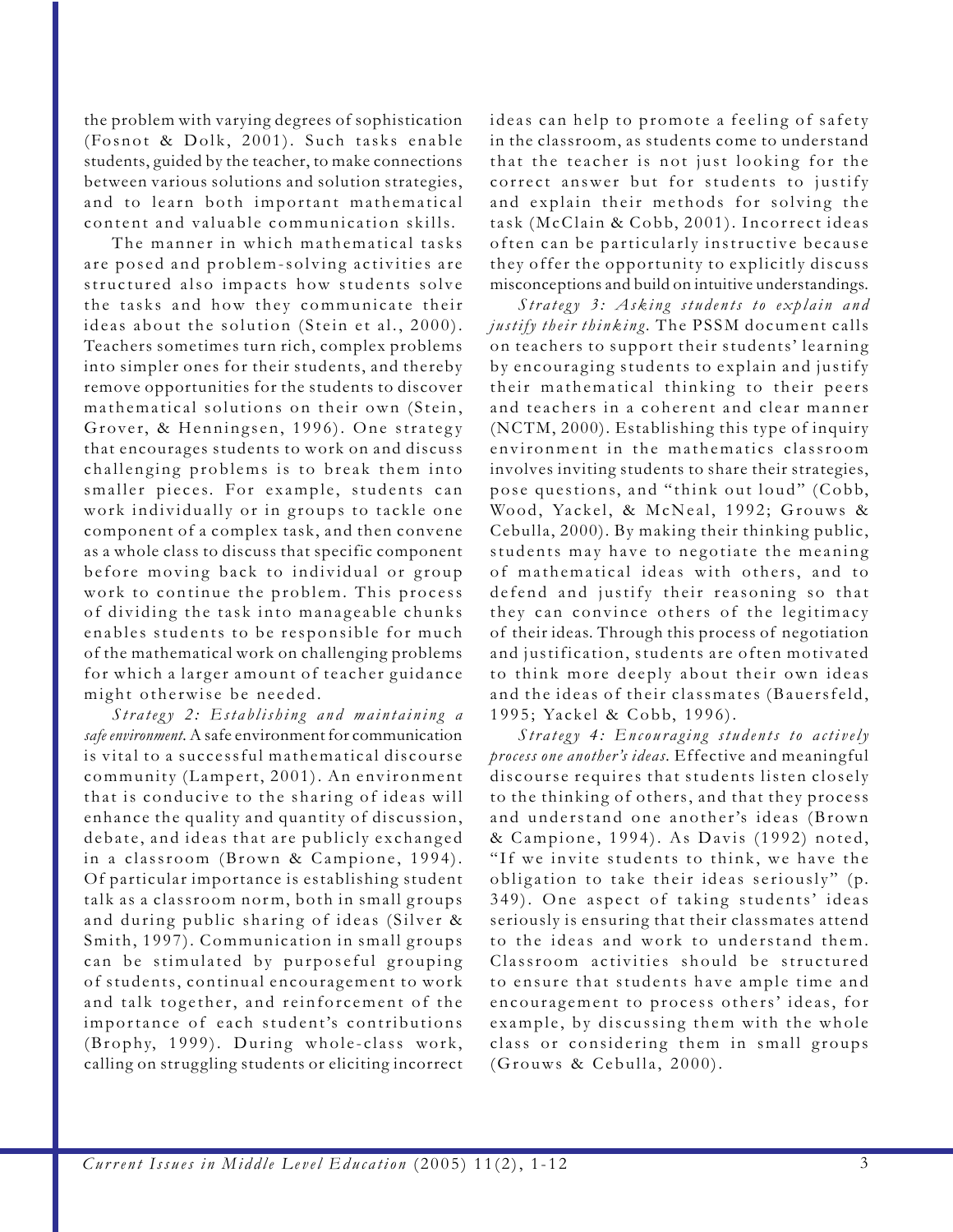the problem with varying degrees of sophistication (Fosnot & Dolk, 2001). Such tasks enable students, guided by the teacher, to make connections between various solutions and solution strategies, and to learn both important mathematical content and valuable communication skills.

The manner in which mathematical tasks are posed and problem-solving activities are structured also impacts how students solve the tasks and how they communicate their ideas about the solution (Stein et al., 2000). Teachers sometimes turn rich, complex problems into simpler ones for their students, and thereby remove opportunities for the students to discover mathematical solutions on their own (Stein, Grover, & Henningsen, 1996). One strategy that encourages students to work on and discuss challenging problems is to break them into smaller pieces. For example, students can work individually or in groups to tackle one component of a complex task, and then convene as a whole class to discuss that specific component before moving back to individual or group work to continue the problem. This process of dividing the task into manageable chunks enables students to be responsible for much of the mathematical work on challenging problems for which a larger amount of teacher guidance might otherwise be needed.

*Strategy 2: Establishing and maintaining a safe environment.* A safe environment for communication is vital to a successful mathematical discourse community (Lampert, 2001). An environment that is conducive to the sharing of ideas will enhance the quality and quantity of discussion, debate, and ideas that are publicly exchanged in a classroom (Brown & Campione, 1994). Of particular importance is establishing student talk as a classroom norm, both in small groups and during public sharing of ideas (Silver & Smith, 1997). Communication in small groups can be stimulated by purposeful grouping of students, continual encouragement to work and talk together, and reinforcement of the importance of each student's contributions (Brophy, 1999). During whole-class work, calling on struggling students or eliciting incorrect ideas can help to promote a feeling of safety in the classroom, as students come to understand that the teacher is not just looking for the correct answer but for students to justify and explain their methods for solving the task (McClain & Cobb, 2001). Incorrect ideas often can be particularly instructive because they offer the opportunity to explicitly discuss misconceptions and build on intuitive understandings.

*Strategy 3: Asking students to explain and justify their thinking.* The PSSM document calls on teachers to support their students' learning by encouraging students to explain and justify their mathematical thinking to their peers and teachers in a coherent and clear manner (NCTM, 2000). Establishing this type of inquiry environment in the mathematics classroom involves inviting students to share their strategies, pose questions, and "think out loud" (Cobb, Wood, Yackel, & McNeal, 1992; Grouws & Cebulla, 2000). By making their thinking public, students may have to negotiate the meaning of mathematical ideas with others, and to defend and justify their reasoning so that they can convince others of the legitimacy of their ideas. Through this process of negotiation and justification, students are often motivated to think more deeply about their own ideas and the ideas of their classmates (Bauersfeld, 1995; Yackel & Cobb, 1996).

*Strategy 4: Encouraging students to actively process one another's ideas.* Effective and meaningful discourse requires that students listen closely to the thinking of others, and that they process and understand one another's ideas (Brown & Campione, 1994). As Davis (1992) noted, "If we invite students to think, we have the obligation to take their ideas seriously" (p. 349). One aspect of taking students' ideas seriously is ensuring that their classmates attend to the ideas and work to understand them. Classroom activities should be structured to ensure that students have ample time and encouragement to process others' ideas, for example, by discussing them with the whole class or considering them in small groups (Grouws & Cebulla, 2000).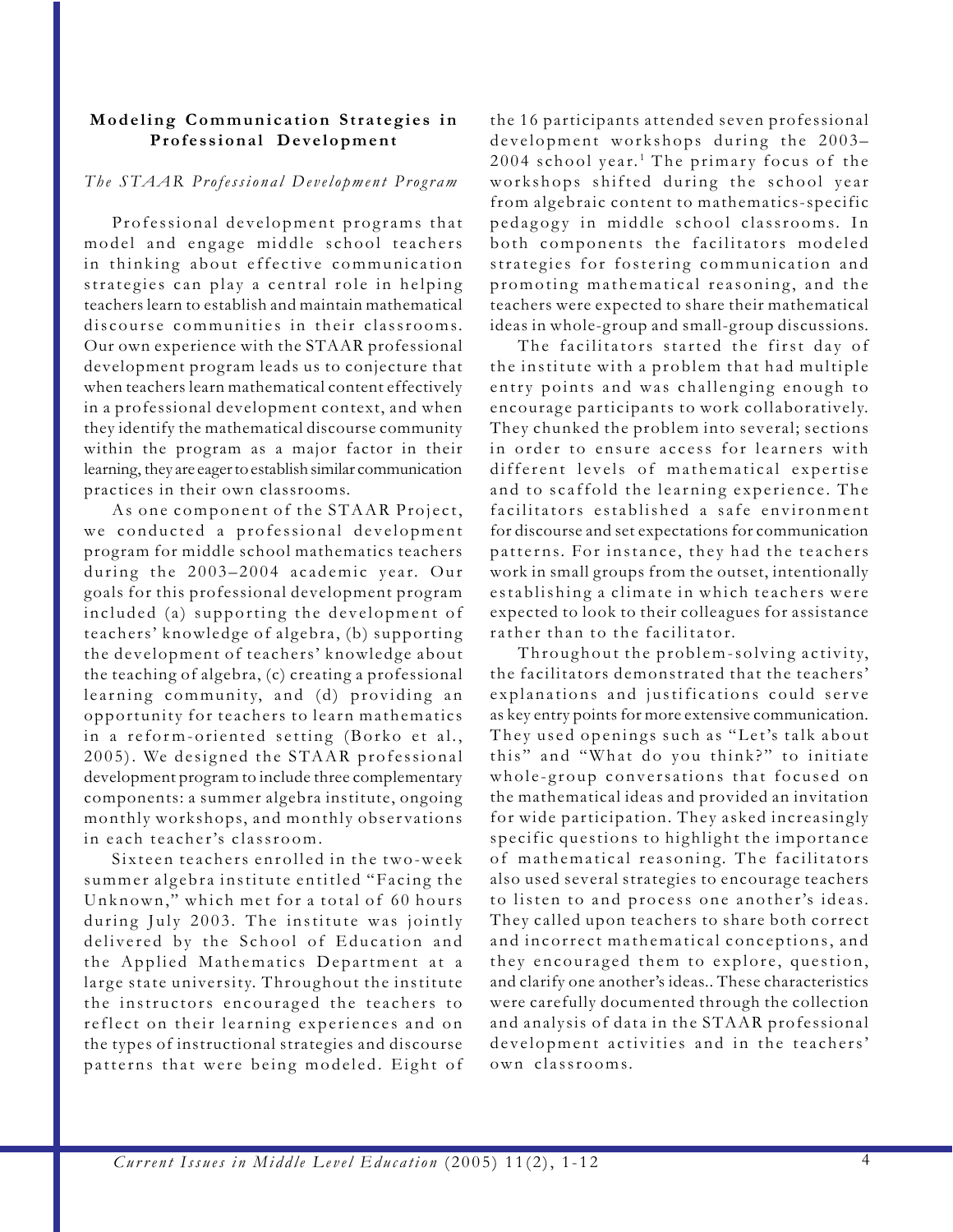## Modeling Communication Strategies in Professional Development

*The STAAR Professional Development Program*

Professional development programs that model and engage middle school teachers in thinking about effective communication strategies can play a central role in helping teachers learn to establish and maintain mathematical discourse communities in their classrooms. Our own experience with the STAAR professional development program leads us to conjecture that when teachers learn mathematical content effectively in a professional development context, and when they identify the mathematical discourse community within the program as a major factor in their learning, they are eager to establish similar communication practices in their own classrooms.

As one component of the STAAR Project, we conducted a professional development program for middle school mathematics teachers during the 2003–2004 academic year. Our goals for this professional development program included (a) supporting the development of teachers' knowledge of algebra, (b) supporting the development of teachers' knowledge about the teaching of algebra, (c) creating a professional learning community, and (d) providing an opportunity for teachers to learn mathematics in a reform-oriented setting (Borko et al., 2005). We designed the STAAR professional development program to include three complementary components: a summer algebra institute, ongoing monthly workshops, and monthly observations in each teacher's classroom.

Sixteen teachers enrolled in the two-week summer algebra institute entitled "Facing the Unknown," which met for a total of 60 hours during July 2003. The institute was jointly delivered by the School of Education and the Applied Mathematics Department at a large state university. Throughout the institute the instructors encouraged the teachers to reflect on their learning experiences and on the types of instructional strategies and discourse patterns that were being modeled. Eight of the 16 participants attended seven professional development workshops during the 2003–2004 school year.[1] The primary focus of the workshops shifted during the school year from algebraic content to mathematics-specific pedagogy in middle school classrooms. In both components the facilitators modeled strategies for fostering communication and promoting mathematical reasoning, and the teachers were expected to share their mathematical ideas in whole-group and small-group discussions.

The facilitators started the first day of the institute with a problem that had multiple entry points and was challenging enough to encourage participants to work collaboratively. They chunked the problem into several; sections in order to ensure access for learners with different levels of mathematical expertise and to scaffold the learning experience. The facilitators established a safe environment for discourse and set expectations for communication patterns. For instance, they had the teachers work in small groups from the outset, intentionally establishing a climate in which teachers were expected to look to their colleagues for assistance rather than to the facilitator.

Throughout the problem-solving activity, the facilitators demonstrated that the teachers' explanations and justifications could serve as key entry points for more extensive communication. They used openings such as "Let's talk about this" and "What do you think?" to initiate whole-group conversations that focused on the mathematical ideas and provided an invitation for wide participation. They asked increasingly specific questions to highlight the importance of mathematical reasoning. The facilitators also used several strategies to encourage teachers to listen to and process one another's ideas. They called upon teachers to share both correct and incorrect mathematical conceptions, and they encouraged them to explore, question, and clarify one another's ideas.. These characteristics were carefully documented through the collection and analysis of data in the STAAR professional development activities and in the teachers' own classrooms.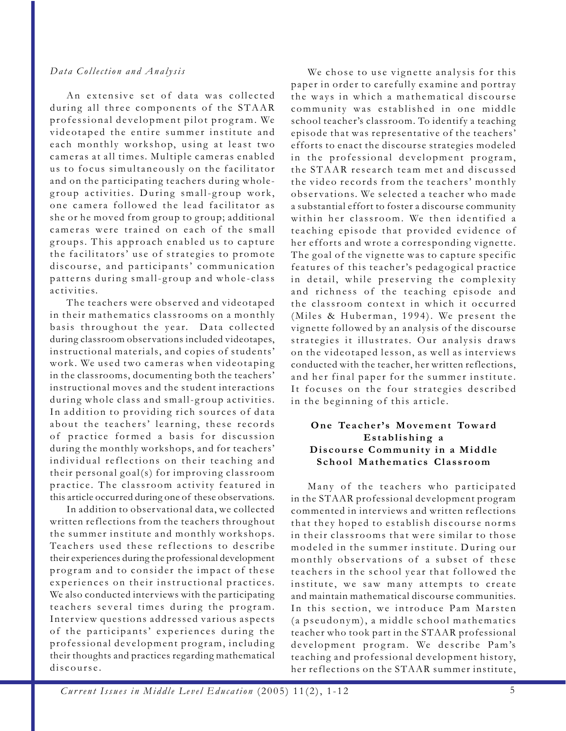*Data Collection and Analysis*

An extensive set of data was collected during all three components of the STAAR professional development pilot program. We videotaped the entire summer institute and each monthly workshop, using at least two cameras at all times. Multiple cameras enabled us to focus simultaneously on the facilitator and on the participating teachers during whole-group activities. During small-group work, one camera followed the lead facilitator as she or he moved from group to group; additional cameras were trained on each of the small groups. This approach enabled us to capture the facilitators' use of strategies to promote discourse, and participants' communication patterns during small-group and whole-class activities.

The teachers were observed and videotaped in their mathematics classrooms on a monthly basis throughout the year. Data collected during classroom observations included videotapes, instructional materials, and copies of students' work. We used two cameras when videotaping in the classrooms, documenting both the teachers' instructional moves and the student interactions during whole class and small-group activities. In addition to providing rich sources of data about the teachers' learning, these records of practice formed a basis for discussion during the monthly workshops, and for teachers' individual reflections on their teaching and their personal goal(s) for improving classroom practice. The classroom activity featured in this article occurred during one of these observations.

In addition to observational data, we collected written reflections from the teachers throughout the summer institute and monthly workshops. Teachers used these reflections to describe their experiences during the professional development program and to consider the impact of these experiences on their instructional practices. We also conducted interviews with the participating teachers several times during the program. Interview questions addressed various aspects of the participants' experiences during the professional development program, including their thoughts and practices regarding mathematical discourse.

We chose to use vignette analysis for this paper in order to carefully examine and portray the ways in which a mathematical discourse community was established in one middle school teacher's classroom. To identify a teaching episode that was representative of the teachers' efforts to enact the discourse strategies modeled in the professional development program, the STAAR research team met and discussed the video records from the teachers' monthly observations. We selected a teacher who made a substantial effort to foster a discourse community within her classroom. We then identified a teaching episode that provided evidence of her efforts and wrote a corresponding vignette. The goal of the vignette was to capture specific features of this teacher's pedagogical practice in detail, while preserving the complexity and richness of the teaching episode and the classroom context in which it occurred (Miles & Huberman, 1994). We present the vignette followed by an analysis of the discourse strategies it illustrates. Our analysis draws on the videotaped lesson, as well as interviews conducted with the teacher, her written reflections, and her final paper for the summer institute. It focuses on the four strategies described in the beginning of this article.

## One Teacher's Movement Toward Establishing a Discourse Community in a Middle School Mathematics Classroom

Many of the teachers who participated in the STAAR professional development program commented in interviews and written reflections that they hoped to establish discourse norms in their classrooms that were similar to those modeled in the summer institute. During our monthly observations of a subset of these teachers in the school year that followed the institute, we saw many attempts to create and maintain mathematical discourse communities. In this section, we introduce Pam Marsten (a pseudonym), a middle school mathematics teacher who took part in the STAAR professional development program. We describe Pam's teaching and professional development history, her reflections on the STAAR summer institute,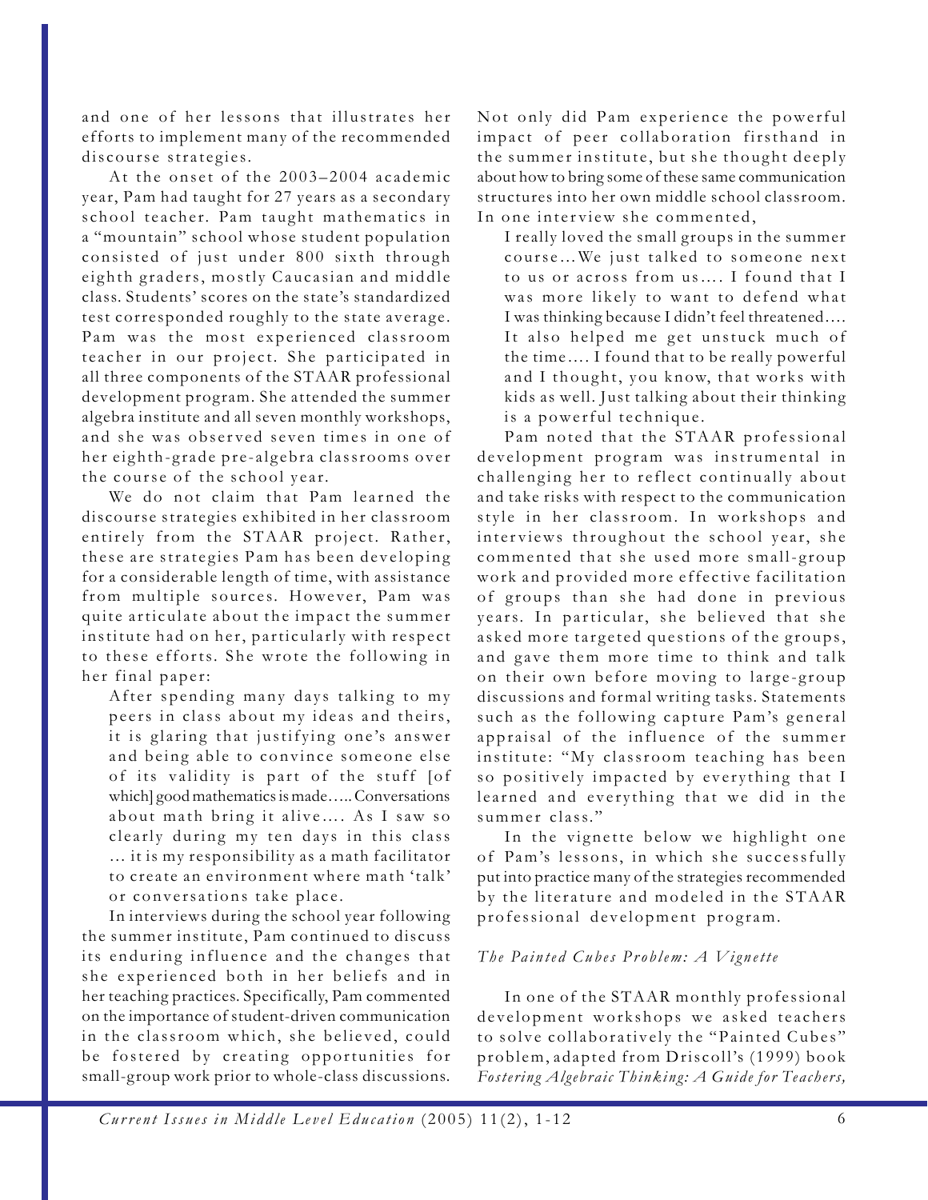and one of her lessons that illustrates her efforts to implement many of the recommended discourse strategies.

At the onset of the 2003–2004 academic year, Pam had taught for 27 years as a secondary school teacher. Pam taught mathematics in a "mountain" school whose student population consisted of just under 800 sixth through eighth graders, mostly Caucasian and middle class. Students' scores on the state's standardized test corresponded roughly to the state average. Pam was the most experienced classroom teacher in our project. She participated in all three components of the STAAR professional development program. She attended the summer algebra institute and all seven monthly workshops, and she was observed seven times in one of her eighth-grade pre-algebra classrooms over the course of the school year.

We do not claim that Pam learned the discourse strategies exhibited in her classroom entirely from the STAAR project. Rather, these are strategies Pam has been developing for a considerable length of time, with assistance from multiple sources. However, Pam was quite articulate about the impact the summer institute had on her, particularly with respect to these efforts. She wrote the following in her final paper:

> After spending many days talking to my peers in class about my ideas and theirs, it is glaring that justifying one's answer and being able to convince someone else of its validity is part of the stuff [of which] good mathematics is made….. Conversations about math bring it alive…. As I saw so clearly during my ten days in this class … it is my responsibility as a math facilitator to create an environment where math 'talk' or conversations take place.

In interviews during the school year following the summer institute, Pam continued to discuss its enduring influence and the changes that she experienced both in her beliefs and in her teaching practices. Specifically, Pam commented on the importance of student-driven communication in the classroom which, she believed, could be fostered by creating opportunities for small-group work prior to whole-class discussions. Not only did Pam experience the powerful impact of peer collaboration firsthand in the summer institute, but she thought deeply about how to bring some of these same communication structures into her own middle school classroom. In one interview she commented,

> I really loved the small groups in the summer course…We just talked to someone next to us or across from us…. I found that I was more likely to want to defend what I was thinking because I didn't feel threatened…. It also helped me get unstuck much of the time…. I found that to be really powerful and I thought, you know, that works with kids as well. Just talking about their thinking is a powerful technique.

Pam noted that the STAAR professional development program was instrumental in challenging her to reflect continually about and take risks with respect to the communication style in her classroom. In workshops and interviews throughout the school year, she commented that she used more small-group work and provided more effective facilitation of groups than she had done in previous years. In particular, she believed that she asked more targeted questions of the groups, and gave them more time to think and talk on their own before moving to large-group discussions and formal writing tasks. Statements such as the following capture Pam's general appraisal of the influence of the summer institute: "My classroom teaching has been so positively impacted by everything that I learned and everything that we did in the summer class."

In the vignette below we highlight one of Pam's lessons, in which she successfully put into practice many of the strategies recommended by the literature and modeled in the STAAR professional development program.

### *The Painted Cubes Problem: A Vignette*

In one of the STAAR monthly professional development workshops we asked teachers to solve collaboratively the "Painted Cubes" problem, adapted from Driscoll's (1999) book *Fostering Algebraic Thinking: A Guide for Teachers,*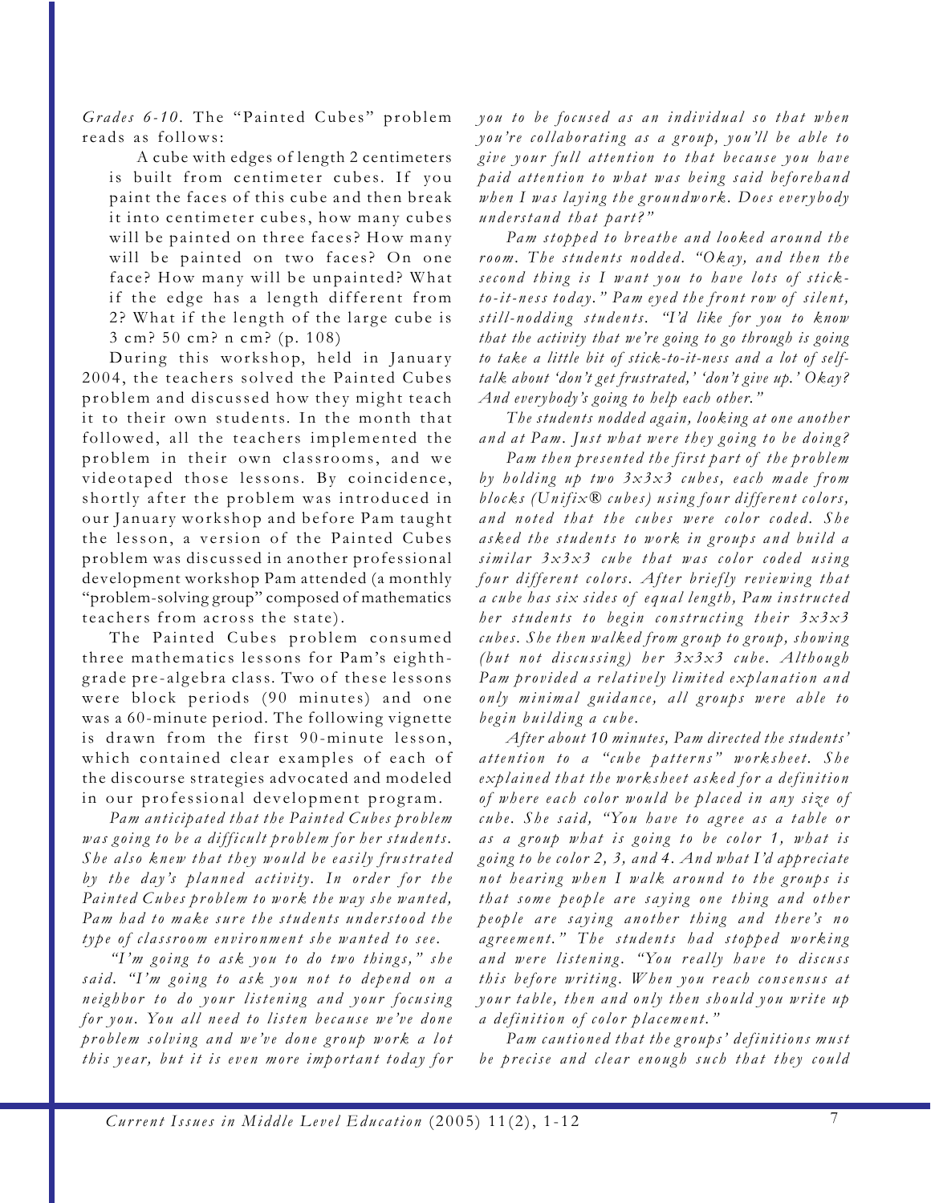*Grades 6-10*. The "Painted Cubes" problem reads as follows:

> A cube with edges of length 2 centimeters is built from centimeter cubes. If you paint the faces of this cube and then break it into centimeter cubes, how many cubes will be painted on three faces? How many will be painted on two faces? On one face? How many will be unpainted? What if the edge has a length different from 2? What if the length of the large cube is 3 cm? 50 cm? n cm? (p. 108)

During this workshop, held in January 2004, the teachers solved the Painted Cubes problem and discussed how they might teach it to their own students. In the month that followed, all the teachers implemented the problem in their own classrooms, and we videotaped those lessons. By coincidence, shortly after the problem was introduced in our January workshop and before Pam taught the lesson, a version of the Painted Cubes problem was discussed in another professional development workshop Pam attended (a monthly "problem-solving group" composed of mathematics teachers from across the state).

The Painted Cubes problem consumed three mathematics lessons for Pam's eighth-grade pre-algebra class. Two of these lessons were block periods (90 minutes) and one was a 60-minute period. The following vignette is drawn from the first 90-minute lesson, which contained clear examples of each of the discourse strategies advocated and modeled in our professional development program.

*Pam anticipated that the Painted Cubes problem was going to be a difficult problem for her students. She also knew that they would be easily frustrated by the day's planned activity. In order for the Painted Cubes problem to work the way she wanted, Pam had to make sure the students understood the type of classroom environment she wanted to see.*

*"I'm going to ask you to do two things," she said. "I'm going to ask you not to depend on a neighbor to do your listening and your focusing for you. You all need to listen because we've done problem solving and we've done group work a lot this year, but it is even more important today for you to be focused as an individual so that when you're collaborating as a group, you'll be able to give your full attention to that because you have paid attention to what was being said beforehand when I was laying the groundwork. Does everybody understand that part?"*

*Pam stopped to breathe and looked around the room. The students nodded. "Okay, and then the second thing is I want you to have lots of stick-to-it-ness today." Pam eyed the front row of silent, still-nodding students. "I'd like for you to know that the activity that we're going to go through is going to take a little bit of stick-to-it-ness and a lot of self-talk about 'don't get frustrated,' 'don't give up.' Okay? And everybody's going to help each other."*

*The students nodded again, looking at one another and at Pam. Just what were they going to be doing?*

*Pam then presented the first part of the problem by holding up two 3x3x3 cubes, each made from blocks (Unifix® cubes) using four different colors, and noted that the cubes were color coded. She asked the students to work in groups and build a similar 3x3x3 cube that was color coded using four different colors. After briefly reviewing that a cube has six sides of equal length, Pam instructed her students to begin constructing their 3x3x3 cubes. She then walked from group to group, showing (but not discussing) her 3x3x3 cube. Although Pam provided a relatively limited explanation and only minimal guidance, all groups were able to begin building a cube.*

*After about 10 minutes, Pam directed the students' attention to a "cube patterns" worksheet. She explained that the worksheet asked for a definition of where each color would be placed in any size of cube. She said, "You have to agree as a table or as a group what is going to be color 1, what is going to be color 2, 3, and 4. And what I'd appreciate not hearing when I walk around to the groups is that some people are saying one thing and other people are saying another thing and there's no agreement." The students had stopped working and were listening. "You really have to discuss this before writing. When you reach consensus at your table, then and only then should you write up a definition of color placement."*

*Pam cautioned that the groups' definitions must be precise and clear enough such that they could*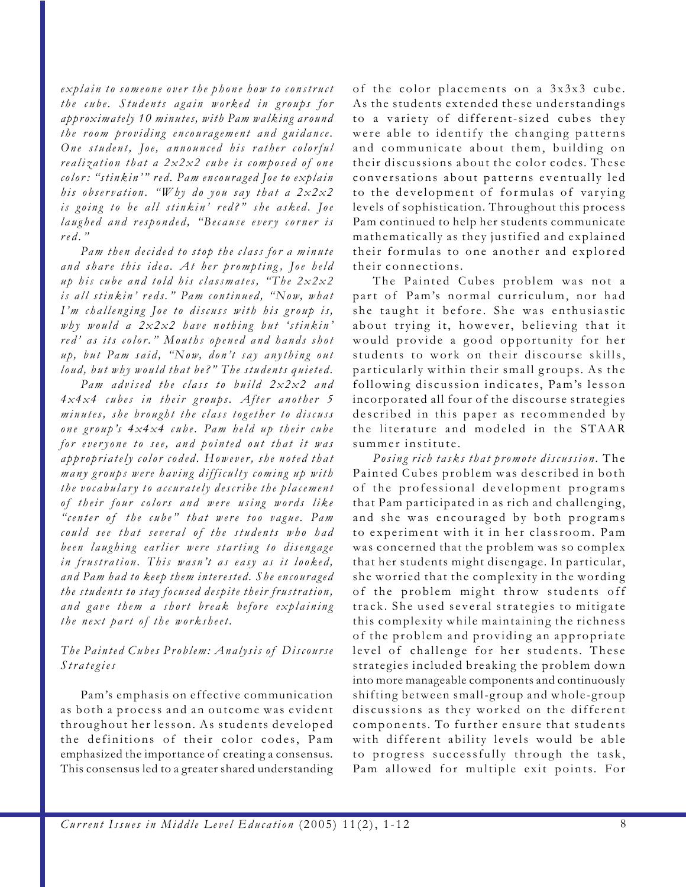*explain to someone over the phone how to construct the cube. Students again worked in groups for approximately 10 minutes, with Pam walking around the room providing encouragement and guidance. One student, Joe, announced his rather colorful realization that a 2x2x2 cube is composed of one color: "stinkin'" red. Pam encouraged Joe to explain his observation. "Why do you say that a 2x2x2 is going to be all stinkin' red?" she asked. Joe laughed and responded, "Because every corner is red."*

*Pam then decided to stop the class for a minute and share this idea. At her prompting, Joe held up his cube and told his classmates, "The 2x2x2 is all stinkin' reds." Pam continued, "Now, what I'm challenging Joe to discuss with his group is, why would a 2x2x2 have nothing but 'stinkin' red' as its color." Mouths opened and hands shot up, but Pam said, "Now, don't say anything out loud, but why would that be?" The students quieted.*

*Pam advised the class to build 2x2x2 and 4x4x4 cubes in their groups. After another 5 minutes, she brought the class together to discuss one group's 4x4x4 cube. Pam held up their cube for everyone to see, and pointed out that it was appropriately color coded. However, she noted that many groups were having difficulty coming up with the vocabulary to accurately describe the placement of their four colors and were using words like "center of the cube" that were too vague. Pam could see that several of the students who had been laughing earlier were starting to disengage in frustration. This wasn't as easy as it looked, and Pam had to keep them interested. She encouraged the students to stay focused despite their frustration, and gave them a short break before explaining the next part of the worksheet.*

### *The Painted Cubes Problem: Analysis of Discourse Strategies*

Pam's emphasis on effective communication as both a process and an outcome was evident throughout her lesson. As students developed the definitions of their color codes, Pam emphasized the importance of creating a consensus. This consensus led to a greater shared understanding of the color placements on a 3x3x3 cube. As the students extended these understandings to a variety of different-sized cubes they were able to identify the changing patterns and communicate about them, building on their discussions about the color codes. These conversations about patterns eventually led to the development of formulas of varying levels of sophistication. Throughout this process Pam continued to help her students communicate mathematically as they justified and explained their formulas to one another and explored their connections.

The Painted Cubes problem was not a part of Pam's normal curriculum, nor had she taught it before. She was enthusiastic about trying it, however, believing that it would provide a good opportunity for her students to work on their discourse skills, particularly within their small groups. As the following discussion indicates, Pam's lesson incorporated all four of the discourse strategies described in this paper as recommended by the literature and modeled in the STAAR summer institute.

*Posing rich tasks that promote discussion.* The Painted Cubes problem was described in both of the professional development programs that Pam participated in as rich and challenging, and she was encouraged by both programs to experiment with it in her classroom. Pam was concerned that the problem was so complex that her students might disengage. In particular, she worried that the complexity in the wording of the problem might throw students off track. She used several strategies to mitigate this complexity while maintaining the richness of the problem and providing an appropriate level of challenge for her students. These strategies included breaking the problem down into more manageable components and continuously shifting between small-group and whole-group discussions as they worked on the different components. To further ensure that students with different ability levels would be able to progress successfully through the task, Pam allowed for multiple exit points. For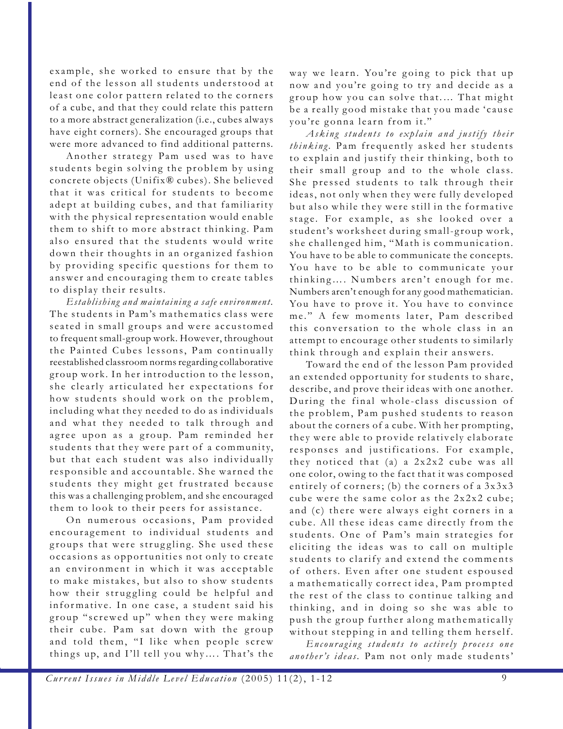example, she worked to ensure that by the end of the lesson all students understood at least one color pattern related to the corners of a cube, and that they could relate this pattern to a more abstract generalization (i.e., cubes always have eight corners). She encouraged groups that were more advanced to find additional patterns.

Another strategy Pam used was to have students begin solving the problem by using concrete objects (Unifix® cubes). She believed that it was critical for students to become adept at building cubes, and that familiarity with the physical representation would enable them to shift to more abstract thinking. Pam also ensured that the students would write down their thoughts in an organized fashion by providing specific questions for them to answer and encouraging them to create tables to display their results.

*Establishing and maintaining a safe environment.* The students in Pam's mathematics class were seated in small groups and were accustomed to frequent small-group work. However, throughout the Painted Cubes lessons, Pam continually reestablished classroom norms regarding collaborative group work. In her introduction to the lesson, she clearly articulated her expectations for how students should work on the problem, including what they needed to do as individuals and what they needed to talk through and agree upon as a group. Pam reminded her students that they were part of a community, but that each student was also individually responsible and accountable. She warned the students they might get frustrated because this was a challenging problem, and she encouraged them to look to their peers for assistance.

On numerous occasions, Pam provided encouragement to individual students and groups that were struggling. She used these occasions as opportunities not only to create an environment in which it was acceptable to make mistakes, but also to show students how their struggling could be helpful and informative. In one case, a student said his group "screwed up" when they were making their cube. Pam sat down with the group and told them, "I like when people screw things up, and I'll tell you why.... That's the way we learn. You're going to pick that up now and you're going to try and decide as a group how you can solve that.... That might be a really good mistake that you made 'cause you're gonna learn from it."

*Asking students to explain and justify their thinking.* Pam frequently asked her students to explain and justify their thinking, both to their small group and to the whole class. She pressed students to talk through their ideas, not only when they were fully developed but also while they were still in the formative stage. For example, as she looked over a student's worksheet during small-group work, she challenged him, "Math is communication. You have to be able to communicate the concepts. You have to be able to communicate your thinking.... Numbers aren't enough for me. Numbers aren't enough for any good mathematician. You have to prove it. You have to convince me." A few moments later, Pam described this conversation to the whole class in an attempt to encourage other students to similarly think through and explain their answers.

Toward the end of the lesson Pam provided an extended opportunity for students to share, describe, and prove their ideas with one another. During the final whole-class discussion of the problem, Pam pushed students to reason about the corners of a cube. With her prompting, they were able to provide relatively elaborate responses and justifications. For example, they noticed that (a) a 2x2x2 cube was all one color, owing to the fact that it was composed entirely of corners; (b) the corners of a 3x3x3 cube were the same color as the 2x2x2 cube; and (c) there were always eight corners in a cube. All these ideas came directly from the students. One of Pam's main strategies for eliciting the ideas was to call on multiple students to clarify and extend the comments of others. Even after one student espoused a mathematically correct idea, Pam prompted the rest of the class to continue talking and thinking, and in doing so she was able to push the group further along mathematically without stepping in and telling them herself.

*Encouraging students to actively process one another's ideas.* Pam not only made students'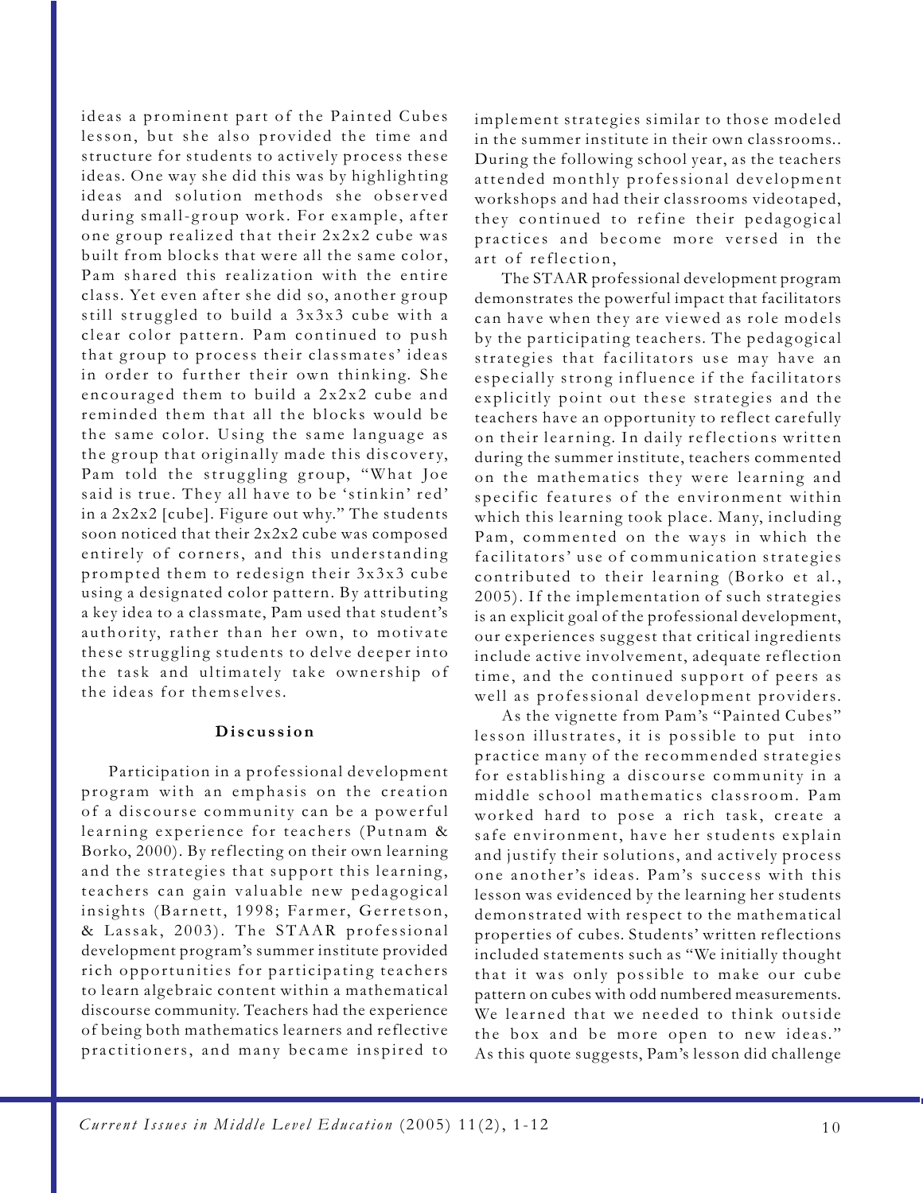ideas a prominent part of the Painted Cubes lesson, but she also provided the time and structure for students to actively process these ideas. One way she did this was by highlighting ideas and solution methods she observed during small-group work. For example, after one group realized that their 2x2x2 cube was built from blocks that were all the same color, Pam shared this realization with the entire class. Yet even after she did so, another group still struggled to build a 3x3x3 cube with a clear color pattern. Pam continued to push that group to process their classmates' ideas in order to further their own thinking. She encouraged them to build a 2x2x2 cube and reminded them that all the blocks would be the same color. Using the same language as the group that originally made this discovery, Pam told the struggling group, "What Joe said is true. They all have to be 'stinkin' red' in a 2x2x2 [cube]. Figure out why." The students soon noticed that their 2x2x2 cube was composed entirely of corners, and this understanding prompted them to redesign their 3x3x3 cube using a designated color pattern. By attributing a key idea to a classmate, Pam used that student's authority, rather than her own, to motivate these struggling students to delve deeper into the task and ultimately take ownership of the ideas for themselves.

**Discussion**

Participation in a professional development program with an emphasis on the creation of a discourse community can be a powerful learning experience for teachers (Putnam & Borko, 2000). By reflecting on their own learning and the strategies that support this learning, teachers can gain valuable new pedagogical insights (Barnett, 1998; Farmer, Gerretson, & Lassak, 2003). The STAAR professional development program's summer institute provided rich opportunities for participating teachers to learn algebraic content within a mathematical discourse community. Teachers had the experience of being both mathematics learners and reflective practitioners, and many became inspired to implement strategies similar to those modeled in the summer institute in their own classrooms.. During the following school year, as the teachers attended monthly professional development workshops and had their classrooms videotaped, they continued to refine their pedagogical practices and become more versed in the art of reflection,

The STAAR professional development program demonstrates the powerful impact that facilitators can have when they are viewed as role models by the participating teachers. The pedagogical strategies that facilitators use may have an especially strong influence if the facilitators explicitly point out these strategies and the teachers have an opportunity to reflect carefully on their learning. In daily reflections written during the summer institute, teachers commented on the mathematics they were learning and specific features of the environment within which this learning took place. Many, including Pam, commented on the ways in which the facilitators' use of communication strategies contributed to their learning (Borko et al., 2005). If the implementation of such strategies is an explicit goal of the professional development, our experiences suggest that critical ingredients include active involvement, adequate reflection time, and the continued support of peers as well as professional development providers.

As the vignette from Pam's "Painted Cubes" lesson illustrates, it is possible to put into practice many of the recommended strategies for establishing a discourse community in a middle school mathematics classroom. Pam worked hard to pose a rich task, create a safe environment, have her students explain and justify their solutions, and actively process one another's ideas. Pam's success with this lesson was evidenced by the learning her students demonstrated with respect to the mathematical properties of cubes. Students' written reflections included statements such as "We initially thought that it was only possible to make our cube pattern on cubes with odd numbered measurements. We learned that we needed to think outside the box and be more open to new ideas." As this quote suggests, Pam's lesson did challenge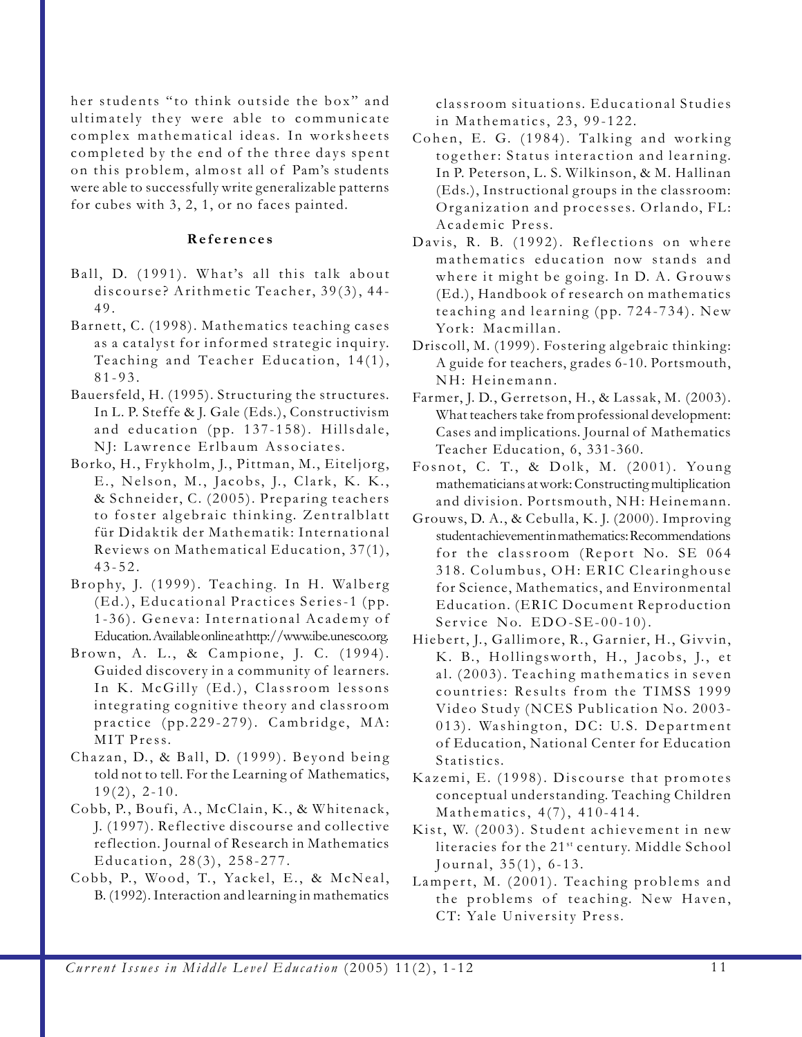her students "to think outside the box" and ultimately they were able to communicate complex mathematical ideas. In worksheets completed by the end of the three days spent on this problem, almost all of Pam's students were able to successfully write generalizable patterns for cubes with 3, 2, 1, or no faces painted.

**References**

Ball, D. (1991). What's all this talk about discourse? Arithmetic Teacher, 39(3), 44-49.

Barnett, C. (1998). Mathematics teaching cases as a catalyst for informed strategic inquiry. Teaching and Teacher Education, 14(1), 81-93.

Bauersfeld, H. (1995). Structuring the structures. In L. P. Steffe & J. Gale (Eds.), Constructivism and education (pp. 137-158). Hillsdale, NJ: Lawrence Erlbaum Associates.

Borko, H., Frykholm, J., Pittman, M., Eiteljorg, E., Nelson, M., Jacobs, J., Clark, K. K., & Schneider, C. (2005). Preparing teachers to foster algebraic thinking. Zentralblatt für Didaktik der Mathematik: International Reviews on Mathematical Education, 37(1), 43-52.

Brophy, J. (1999). Teaching. In H. Walberg (Ed.), Educational Practices Series-1 (pp. 1-36). Geneva: International Academy of Education. Available online at http://www.ibe.unesco.org.

Brown, A. L., & Campione, J. C. (1994). Guided discovery in a community of learners. In K. McGilly (Ed.), Classroom lessons integrating cognitive theory and classroom practice (pp.229-279). Cambridge, MA: MIT Press.

Chazan, D., & Ball, D. (1999). Beyond being told not to tell. For the Learning of Mathematics, 19(2), 2-10.

Cobb, P., Boufi, A., McClain, K., & Whitenack, J. (1997). Reflective discourse and collective reflection. Journal of Research in Mathematics Education, 28(3), 258-277.

Cobb, P., Wood, T., Yackel, E., & McNeal, B. (1992). Interaction and learning in mathematics classroom situations. Educational Studies in Mathematics, 23, 99-122.

Cohen, E. G. (1984). Talking and working together: Status interaction and learning. In P. Peterson, L. S. Wilkinson, & M. Hallinan (Eds.), Instructional groups in the classroom: Organization and processes. Orlando, FL: Academic Press.

Davis, R. B. (1992). Reflections on where mathematics education now stands and where it might be going. In D. A. Grouws (Ed.), Handbook of research on mathematics teaching and learning (pp. 724-734). New York: Macmillan.

Driscoll, M. (1999). Fostering algebraic thinking: A guide for teachers, grades 6-10. Portsmouth, NH: Heinemann.

Farmer, J. D., Gerretson, H., & Lassak, M. (2003). What teachers take from professional development: Cases and implications. Journal of Mathematics Teacher Education, 6, 331-360.

Fosnot, C. T., & Dolk, M. (2001). Young mathematicians at work: Constructing multiplication and division. Portsmouth, NH: Heinemann.

Grouws, D. A., & Cebulla, K. J. (2000). Improving student achievement in mathematics: Recommendations for the classroom (Report No. SE 064 318. Columbus, OH: ERIC Clearinghouse for Science, Mathematics, and Environmental Education. (ERIC Document Reproduction Service No. EDO-SE-00-10).

Hiebert, J., Gallimore, R., Garnier, H., Givvin, K. B., Hollingsworth, H., Jacobs, J., et al. (2003). Teaching mathematics in seven countries: Results from the TIMSS 1999 Video Study (NCES Publication No. 2003-013). Washington, DC: U.S. Department of Education, National Center for Education Statistics.

Kazemi, E. (1998). Discourse that promotes conceptual understanding. Teaching Children Mathematics, 4(7), 410-414.

Kist, W. (2003). Student achievement in new literacies for the 21st century. Middle School Journal, 35(1), 6-13.

Lampert, M. (2001). Teaching problems and the problems of teaching. New Haven, CT: Yale University Press.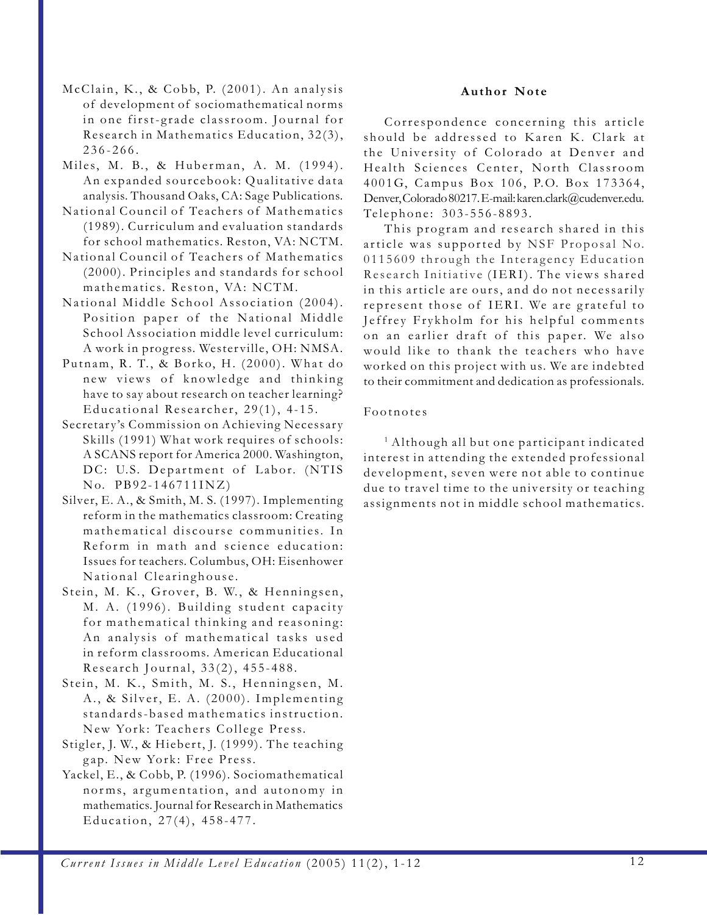McClain, K., & Cobb, P. (2001). An analysis of development of sociomathematical norms in one first-grade classroom. Journal for Research in Mathematics Education, 32(3), 236-266.

Miles, M. B., & Huberman, A. M. (1994). An expanded sourcebook: Qualitative data analysis. Thousand Oaks, CA: Sage Publications.

National Council of Teachers of Mathematics (1989). Curriculum and evaluation standards for school mathematics. Reston, VA: NCTM.

National Council of Teachers of Mathematics (2000). Principles and standards for school mathematics. Reston, VA: NCTM.

National Middle School Association (2004). Position paper of the National Middle School Association middle level curriculum: A work in progress. Westerville, OH: NMSA.

Putnam, R. T., & Borko, H. (2000). What do new views of knowledge and thinking have to say about research on teacher learning? Educational Researcher, 29(1), 4-15.

Secretary's Commission on Achieving Necessary Skills (1991) What work requires of schools: A SCANS report for America 2000. Washington, DC: U.S. Department of Labor. (NTIS No. PB92-146711INZ)

Silver, E. A., & Smith, M. S. (1997). Implementing reform in the mathematics classroom: Creating mathematical discourse communities. In Reform in math and science education: Issues for teachers. Columbus, OH: Eisenhower National Clearinghouse.

Stein, M. K., Grover, B. W., & Henningsen, M. A. (1996). Building student capacity for mathematical thinking and reasoning: An analysis of mathematical tasks used in reform classrooms. American Educational Research Journal, 33(2), 455-488.

Stein, M. K., Smith, M. S., Henningsen, M. A., & Silver, E. A. (2000). Implementing standards-based mathematics instruction. New York: Teachers College Press.

Stigler, J. W., & Hiebert, J. (1999). The teaching gap. New York: Free Press.

Yackel, E., & Cobb, P. (1996). Sociomathematical norms, argumentation, and autonomy in mathematics. Journal for Research in Mathematics Education, 27(4), 458-477.

### Author Note

Correspondence concerning this article should be addressed to Karen K. Clark at the University of Colorado at Denver and Health Sciences Center, North Classroom 4001G, Campus Box 106, P.O. Box 173364, Denver, Colorado 80217. E-mail: karen.clark@cudenver.edu. Telephone: 303-556-8893.

This program and research shared in this article was supported by NSF Proposal No. 0115609 through the Interagency Education Research Initiative (IERI). The views shared in this article are ours, and do not necessarily represent those of IERI. We are grateful to Jeffrey Frykholm for his helpful comments on an earlier draft of this paper. We also would like to thank the teachers who have worked on this project with us. We are indebted to their commitment and dedication as professionals.

Footnotes

[1] Although all but one participant indicated interest in attending the extended professional development, seven were not able to continue due to travel time to the university or teaching assignments not in middle school mathematics.